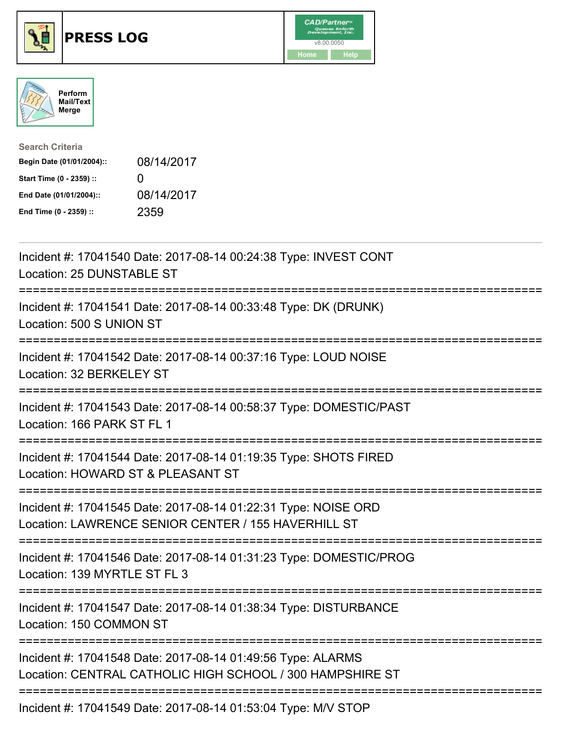# PRESS LOG

CAD/Partner™ Queues Enforth Development, Inc.
v8.00.0050
Home Help

Perform Mail/Text Merge

**Search Criteria**

| | |
|---|---|
| **Begin Date (01/01/2004)::** | 08/14/2017 |
| **Start Time (0 - 2359) ::** | 0 |
| **End Date (01/01/2004)::** | 08/14/2017 |
| **End Time (0 - 2359) ::** | 2359 |

---

Incident #: 17041540 Date: 2017-08-14 00:24:38 Type: INVEST CONT
Location: 25 DUNSTABLE ST

===========================================================================

Incident #: 17041541 Date: 2017-08-14 00:33:48 Type: DK (DRUNK)
Location: 500 S UNION ST

===========================================================================

Incident #: 17041542 Date: 2017-08-14 00:37:16 Type: LOUD NOISE
Location: 32 BERKELEY ST

===========================================================================

Incident #: 17041543 Date: 2017-08-14 00:58:37 Type: DOMESTIC/PAST
Location: 166 PARK ST FL 1

===========================================================================

Incident #: 17041544 Date: 2017-08-14 01:19:35 Type: SHOTS FIRED
Location: HOWARD ST & PLEASANT ST

===========================================================================

Incident #: 17041545 Date: 2017-08-14 01:22:31 Type: NOISE ORD
Location: LAWRENCE SENIOR CENTER / 155 HAVERHILL ST

===========================================================================

Incident #: 17041546 Date: 2017-08-14 01:31:23 Type: DOMESTIC/PROG
Location: 139 MYRTLE ST FL 3

===========================================================================

Incident #: 17041547 Date: 2017-08-14 01:38:34 Type: DISTURBANCE
Location: 150 COMMON ST

===========================================================================

Incident #: 17041548 Date: 2017-08-14 01:49:56 Type: ALARMS
Location: CENTRAL CATHOLIC HIGH SCHOOL / 300 HAMPSHIRE ST

===========================================================================

Incident #: 17041549 Date: 2017-08-14 01:53:04 Type: M/V STOP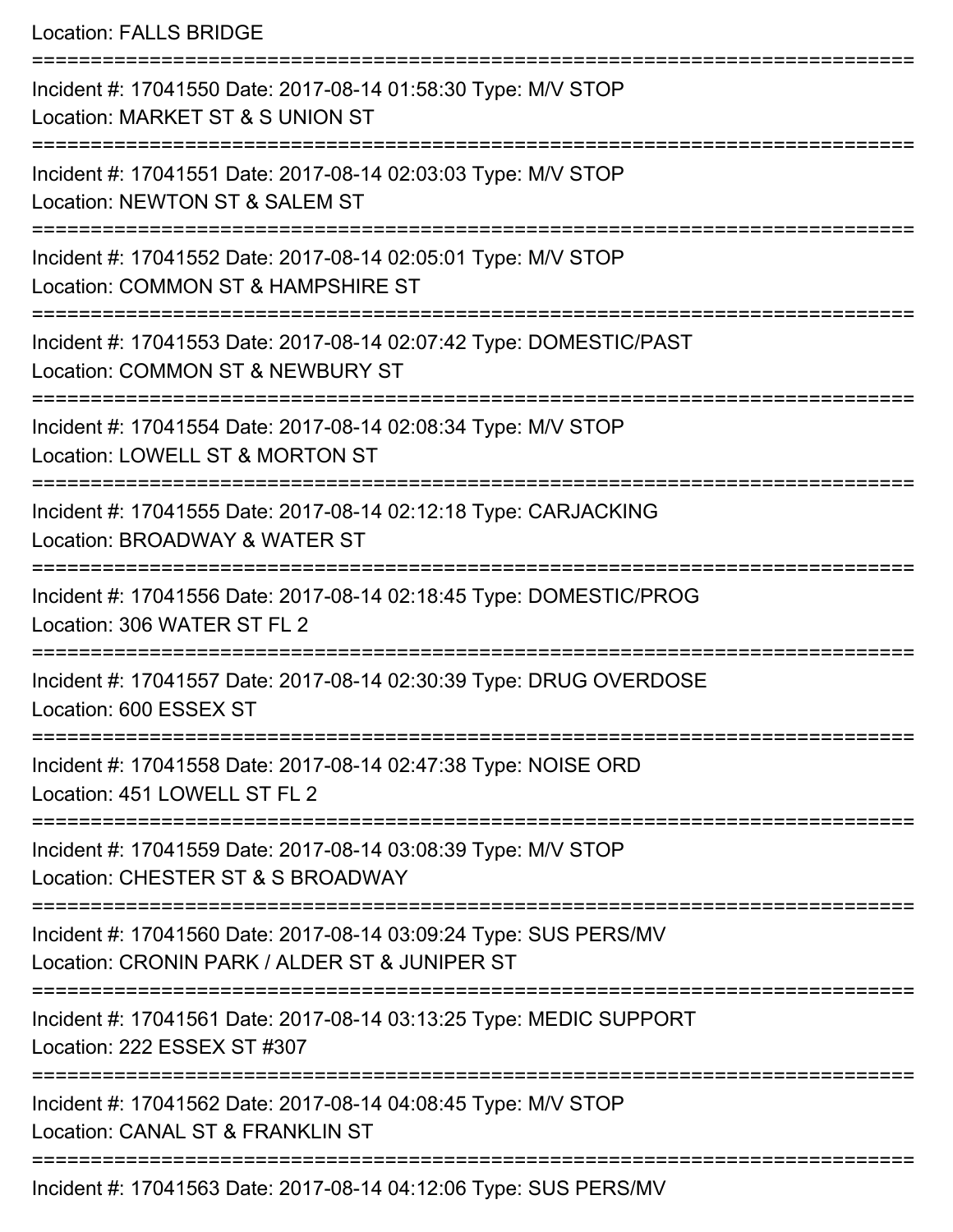Location: FALLS BRIDGE

===========================================================================

Incident #: 17041550 Date: 2017-08-14 01:58:30 Type: M/V STOP
Location: MARKET ST & S UNION ST

===========================================================================

Incident #: 17041551 Date: 2017-08-14 02:03:03 Type: M/V STOP
Location: NEWTON ST & SALEM ST

===========================================================================

Incident #: 17041552 Date: 2017-08-14 02:05:01 Type: M/V STOP
Location: COMMON ST & HAMPSHIRE ST

===========================================================================

Incident #: 17041553 Date: 2017-08-14 02:07:42 Type: DOMESTIC/PAST
Location: COMMON ST & NEWBURY ST

===========================================================================

Incident #: 17041554 Date: 2017-08-14 02:08:34 Type: M/V STOP
Location: LOWELL ST & MORTON ST

===========================================================================

Incident #: 17041555 Date: 2017-08-14 02:12:18 Type: CARJACKING
Location: BROADWAY & WATER ST

===========================================================================

Incident #: 17041556 Date: 2017-08-14 02:18:45 Type: DOMESTIC/PROG
Location: 306 WATER ST FL 2

===========================================================================

Incident #: 17041557 Date: 2017-08-14 02:30:39 Type: DRUG OVERDOSE
Location: 600 ESSEX ST

===========================================================================

Incident #: 17041558 Date: 2017-08-14 02:47:38 Type: NOISE ORD
Location: 451 LOWELL ST FL 2

===========================================================================

Incident #: 17041559 Date: 2017-08-14 03:08:39 Type: M/V STOP
Location: CHESTER ST & S BROADWAY

===========================================================================

Incident #: 17041560 Date: 2017-08-14 03:09:24 Type: SUS PERS/MV
Location: CRONIN PARK / ALDER ST & JUNIPER ST

===========================================================================

Incident #: 17041561 Date: 2017-08-14 03:13:25 Type: MEDIC SUPPORT
Location: 222 ESSEX ST #307

===========================================================================

Incident #: 17041562 Date: 2017-08-14 04:08:45 Type: M/V STOP
Location: CANAL ST & FRANKLIN ST

===========================================================================

Incident #: 17041563 Date: 2017-08-14 04:12:06 Type: SUS PERS/MV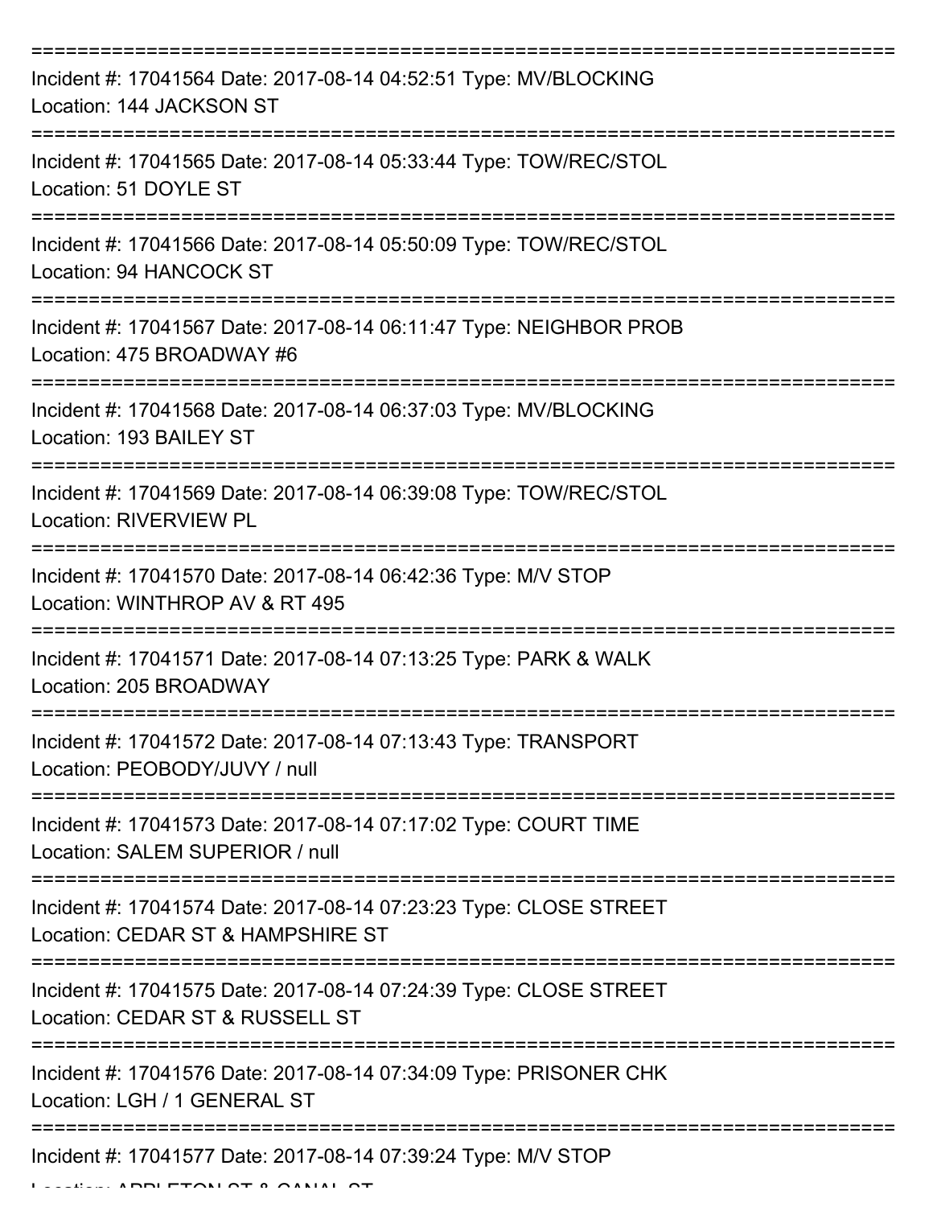===========================================================================

Incident #: 17041564 Date: 2017-08-14 04:52:51 Type: MV/BLOCKING
Location: 144 JACKSON ST

===========================================================================

Incident #: 17041565 Date: 2017-08-14 05:33:44 Type: TOW/REC/STOL
Location: 51 DOYLE ST

===========================================================================

Incident #: 17041566 Date: 2017-08-14 05:50:09 Type: TOW/REC/STOL
Location: 94 HANCOCK ST

===========================================================================

Incident #: 17041567 Date: 2017-08-14 06:11:47 Type: NEIGHBOR PROB
Location: 475 BROADWAY #6

===========================================================================

Incident #: 17041568 Date: 2017-08-14 06:37:03 Type: MV/BLOCKING
Location: 193 BAILEY ST

===========================================================================

Incident #: 17041569 Date: 2017-08-14 06:39:08 Type: TOW/REC/STOL
Location: RIVERVIEW PL

===========================================================================

Incident #: 17041570 Date: 2017-08-14 06:42:36 Type: M/V STOP
Location: WINTHROP AV & RT 495

===========================================================================

Incident #: 17041571 Date: 2017-08-14 07:13:25 Type: PARK & WALK
Location: 205 BROADWAY

===========================================================================

Incident #: 17041572 Date: 2017-08-14 07:13:43 Type: TRANSPORT
Location: PEOBODY/JUVY / null

===========================================================================

Incident #: 17041573 Date: 2017-08-14 07:17:02 Type: COURT TIME
Location: SALEM SUPERIOR / null

===========================================================================

Incident #: 17041574 Date: 2017-08-14 07:23:23 Type: CLOSE STREET
Location: CEDAR ST & HAMPSHIRE ST

===========================================================================

Incident #: 17041575 Date: 2017-08-14 07:24:39 Type: CLOSE STREET
Location: CEDAR ST & RUSSELL ST

===========================================================================

Incident #: 17041576 Date: 2017-08-14 07:34:09 Type: PRISONER CHK
Location: LGH / 1 GENERAL ST

===========================================================================

Incident #: 17041577 Date: 2017-08-14 07:39:24 Type: M/V STOP
Location: APPLETON ST & CANAL ST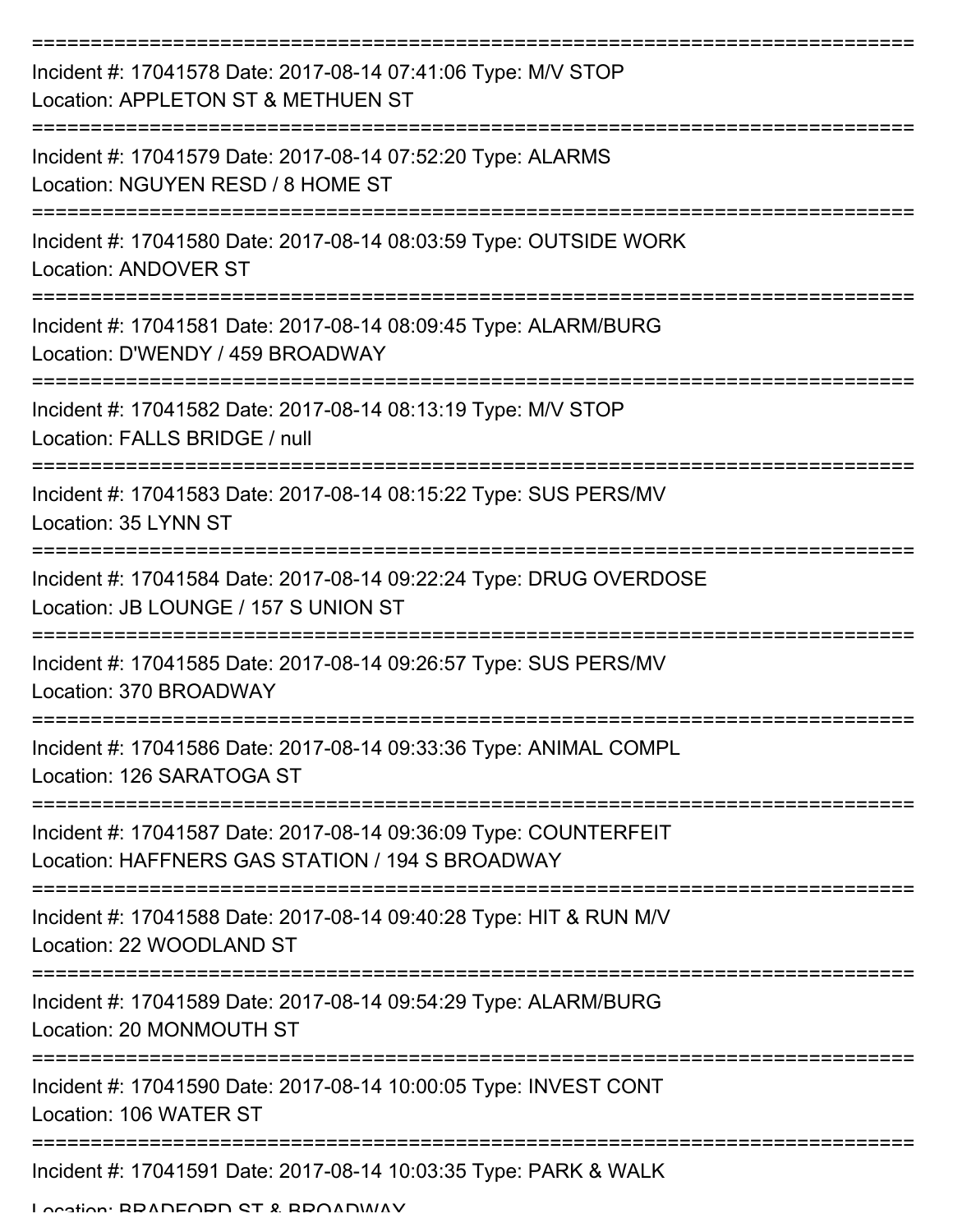==============================================================================
Incident #: 17041578 Date: 2017-08-14 07:41:06 Type: M/V STOP
Location: APPLETON ST & METHUEN ST
==============================================================================
Incident #: 17041579 Date: 2017-08-14 07:52:20 Type: ALARMS
Location: NGUYEN RESD / 8 HOME ST
==============================================================================
Incident #: 17041580 Date: 2017-08-14 08:03:59 Type: OUTSIDE WORK
Location: ANDOVER ST
==============================================================================
Incident #: 17041581 Date: 2017-08-14 08:09:45 Type: ALARM/BURG
Location: D'WENDY / 459 BROADWAY
==============================================================================
Incident #: 17041582 Date: 2017-08-14 08:13:19 Type: M/V STOP
Location: FALLS BRIDGE / null
==============================================================================
Incident #: 17041583 Date: 2017-08-14 08:15:22 Type: SUS PERS/MV
Location: 35 LYNN ST
==============================================================================
Incident #: 17041584 Date: 2017-08-14 09:22:24 Type: DRUG OVERDOSE
Location: JB LOUNGE / 157 S UNION ST
==============================================================================
Incident #: 17041585 Date: 2017-08-14 09:26:57 Type: SUS PERS/MV
Location: 370 BROADWAY
==============================================================================
Incident #: 17041586 Date: 2017-08-14 09:33:36 Type: ANIMAL COMPL
Location: 126 SARATOGA ST
==============================================================================
Incident #: 17041587 Date: 2017-08-14 09:36:09 Type: COUNTERFEIT
Location: HAFFNERS GAS STATION / 194 S BROADWAY
==============================================================================
Incident #: 17041588 Date: 2017-08-14 09:40:28 Type: HIT & RUN M/V
Location: 22 WOODLAND ST
==============================================================================
Incident #: 17041589 Date: 2017-08-14 09:54:29 Type: ALARM/BURG
Location: 20 MONMOUTH ST
==============================================================================
Incident #: 17041590 Date: 2017-08-14 10:00:05 Type: INVEST CONT
Location: 106 WATER ST
==============================================================================
Incident #: 17041591 Date: 2017-08-14 10:03:35 Type: PARK & WALK
Location: BRADFORD ST & BROADWAY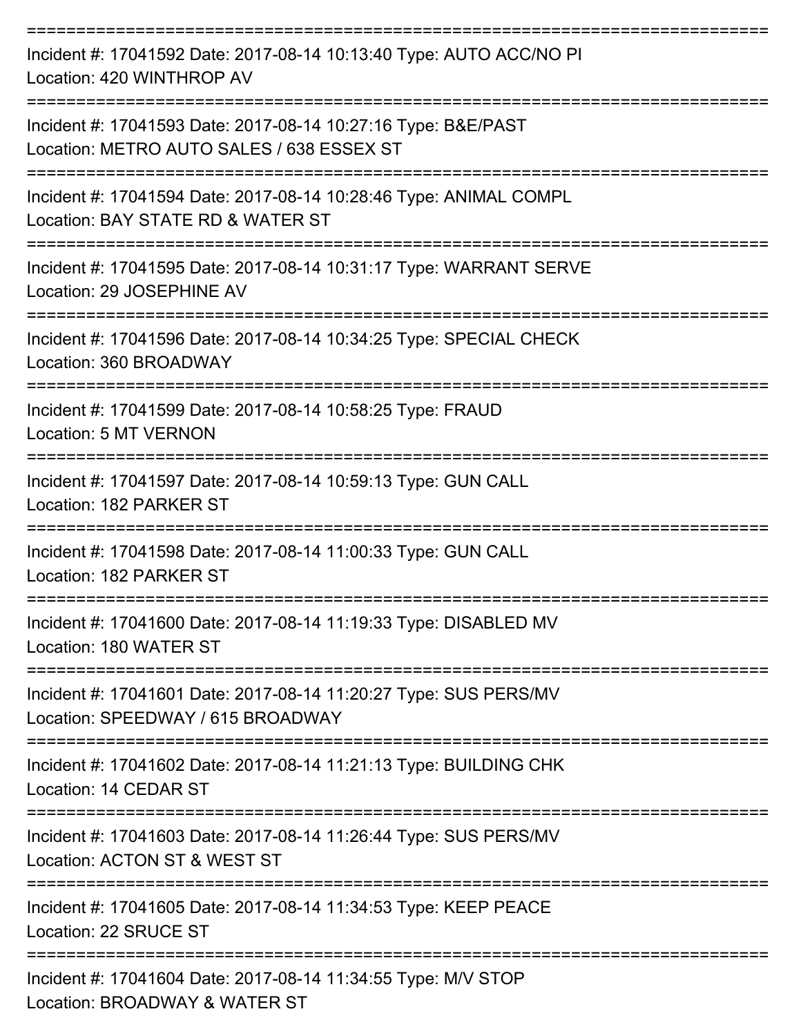===========================================================================

Incident #: 17041592 Date: 2017-08-14 10:13:40 Type: AUTO ACC/NO PI
Location: 420 WINTHROP AV

===========================================================================

Incident #: 17041593 Date: 2017-08-14 10:27:16 Type: B&E/PAST
Location: METRO AUTO SALES / 638 ESSEX ST

===========================================================================

Incident #: 17041594 Date: 2017-08-14 10:28:46 Type: ANIMAL COMPL
Location: BAY STATE RD & WATER ST

===========================================================================

Incident #: 17041595 Date: 2017-08-14 10:31:17 Type: WARRANT SERVE
Location: 29 JOSEPHINE AV

===========================================================================

Incident #: 17041596 Date: 2017-08-14 10:34:25 Type: SPECIAL CHECK
Location: 360 BROADWAY

===========================================================================

Incident #: 17041599 Date: 2017-08-14 10:58:25 Type: FRAUD
Location: 5 MT VERNON

===========================================================================

Incident #: 17041597 Date: 2017-08-14 10:59:13 Type: GUN CALL
Location: 182 PARKER ST

===========================================================================

Incident #: 17041598 Date: 2017-08-14 11:00:33 Type: GUN CALL
Location: 182 PARKER ST

===========================================================================

Incident #: 17041600 Date: 2017-08-14 11:19:33 Type: DISABLED MV
Location: 180 WATER ST

===========================================================================

Incident #: 17041601 Date: 2017-08-14 11:20:27 Type: SUS PERS/MV
Location: SPEEDWAY / 615 BROADWAY

===========================================================================

Incident #: 17041602 Date: 2017-08-14 11:21:13 Type: BUILDING CHK
Location: 14 CEDAR ST

===========================================================================

Incident #: 17041603 Date: 2017-08-14 11:26:44 Type: SUS PERS/MV
Location: ACTON ST & WEST ST

===========================================================================

Incident #: 17041605 Date: 2017-08-14 11:34:53 Type: KEEP PEACE
Location: 22 SRUCE ST

===========================================================================

Incident #: 17041604 Date: 2017-08-14 11:34:55 Type: M/V STOP
Location: BROADWAY & WATER ST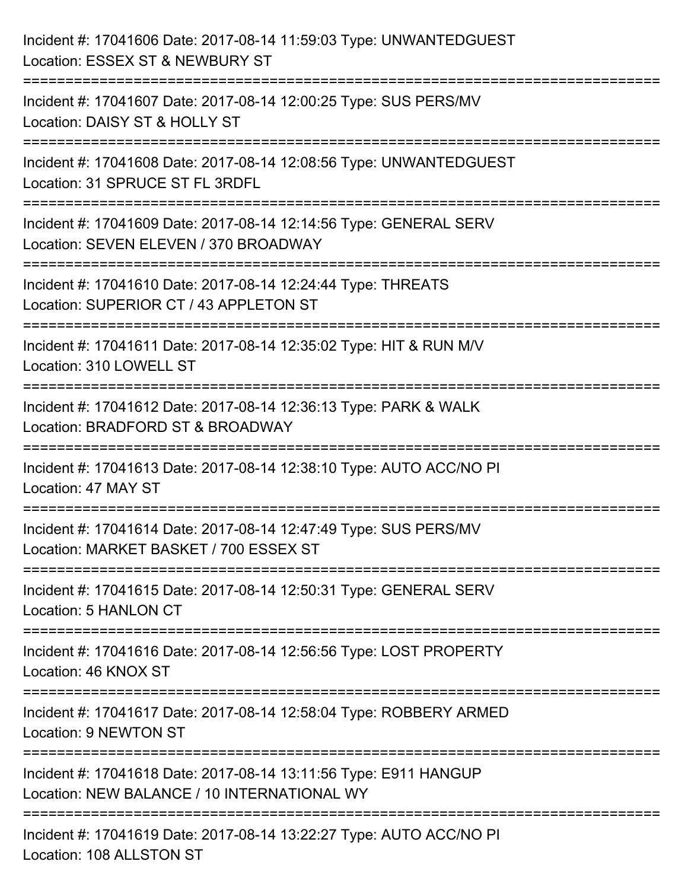Incident #: 17041606 Date: 2017-08-14 11:59:03 Type: UNWANTEDGUEST
Location: ESSEX ST & NEWBURY ST

===========================================================================

Incident #: 17041607 Date: 2017-08-14 12:00:25 Type: SUS PERS/MV
Location: DAISY ST & HOLLY ST

===========================================================================

Incident #: 17041608 Date: 2017-08-14 12:08:56 Type: UNWANTEDGUEST
Location: 31 SPRUCE ST FL 3RDFL

===========================================================================

Incident #: 17041609 Date: 2017-08-14 12:14:56 Type: GENERAL SERV
Location: SEVEN ELEVEN / 370 BROADWAY

===========================================================================

Incident #: 17041610 Date: 2017-08-14 12:24:44 Type: THREATS
Location: SUPERIOR CT / 43 APPLETON ST

===========================================================================

Incident #: 17041611 Date: 2017-08-14 12:35:02 Type: HIT & RUN M/V
Location: 310 LOWELL ST

===========================================================================

Incident #: 17041612 Date: 2017-08-14 12:36:13 Type: PARK & WALK
Location: BRADFORD ST & BROADWAY

===========================================================================

Incident #: 17041613 Date: 2017-08-14 12:38:10 Type: AUTO ACC/NO PI
Location: 47 MAY ST

===========================================================================

Incident #: 17041614 Date: 2017-08-14 12:47:49 Type: SUS PERS/MV
Location: MARKET BASKET / 700 ESSEX ST

===========================================================================

Incident #: 17041615 Date: 2017-08-14 12:50:31 Type: GENERAL SERV
Location: 5 HANLON CT

===========================================================================

Incident #: 17041616 Date: 2017-08-14 12:56:56 Type: LOST PROPERTY
Location: 46 KNOX ST

===========================================================================

Incident #: 17041617 Date: 2017-08-14 12:58:04 Type: ROBBERY ARMED
Location: 9 NEWTON ST

===========================================================================

Incident #: 17041618 Date: 2017-08-14 13:11:56 Type: E911 HANGUP
Location: NEW BALANCE / 10 INTERNATIONAL WY

===========================================================================

Incident #: 17041619 Date: 2017-08-14 13:22:27 Type: AUTO ACC/NO PI
Location: 108 ALLSTON ST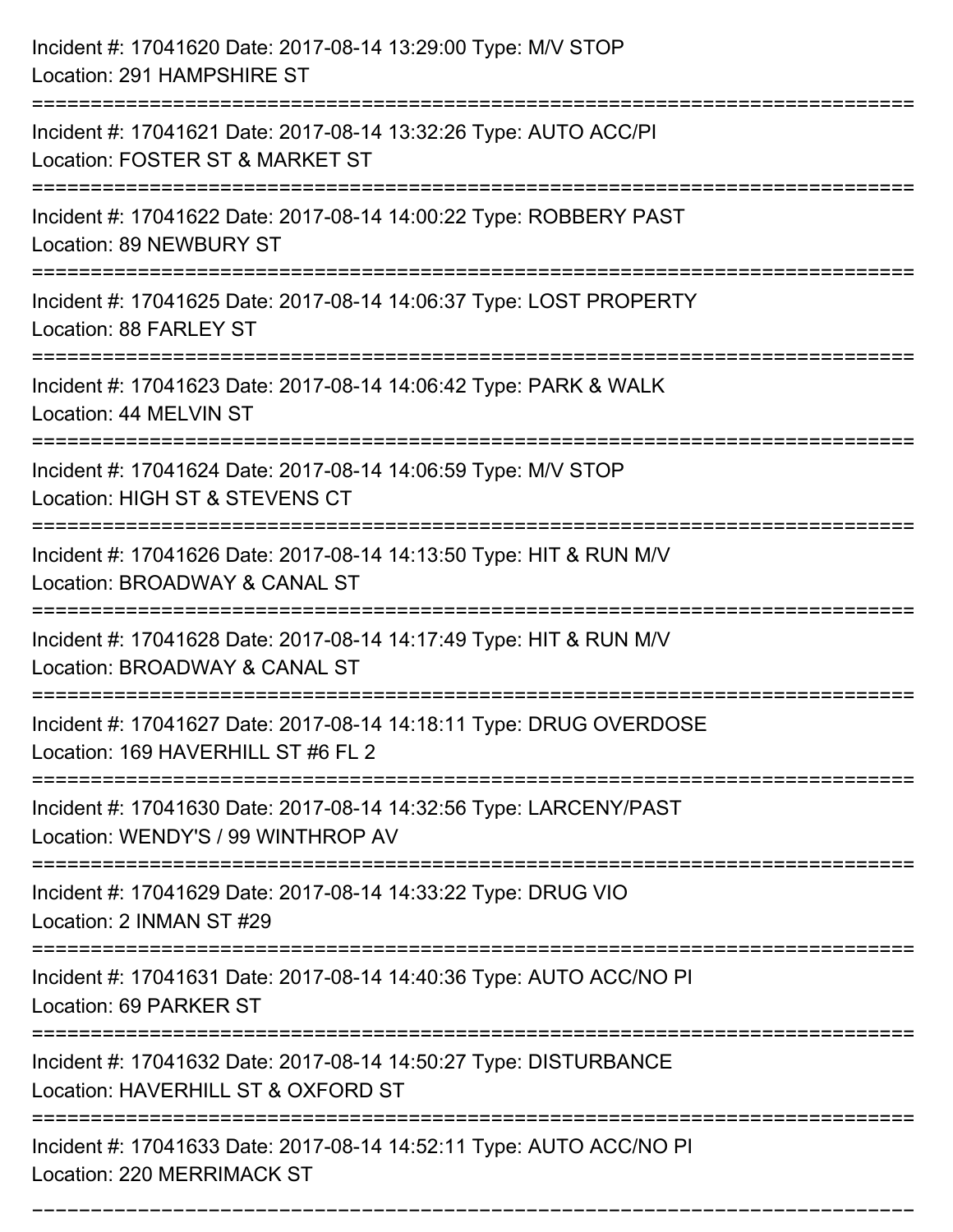Incident #: 17041620 Date: 2017-08-14 13:29:00 Type: M/V STOP
Location: 291 HAMPSHIRE ST

===========================================================================

Incident #: 17041621 Date: 2017-08-14 13:32:26 Type: AUTO ACC/PI
Location: FOSTER ST & MARKET ST

===========================================================================

Incident #: 17041622 Date: 2017-08-14 14:00:22 Type: ROBBERY PAST
Location: 89 NEWBURY ST

===========================================================================

Incident #: 17041625 Date: 2017-08-14 14:06:37 Type: LOST PROPERTY
Location: 88 FARLEY ST

===========================================================================

Incident #: 17041623 Date: 2017-08-14 14:06:42 Type: PARK & WALK
Location: 44 MELVIN ST

===========================================================================

Incident #: 17041624 Date: 2017-08-14 14:06:59 Type: M/V STOP
Location: HIGH ST & STEVENS CT

===========================================================================

Incident #: 17041626 Date: 2017-08-14 14:13:50 Type: HIT & RUN M/V
Location: BROADWAY & CANAL ST

===========================================================================

Incident #: 17041628 Date: 2017-08-14 14:17:49 Type: HIT & RUN M/V
Location: BROADWAY & CANAL ST

===========================================================================

Incident #: 17041627 Date: 2017-08-14 14:18:11 Type: DRUG OVERDOSE
Location: 169 HAVERHILL ST #6 FL 2

===========================================================================

Incident #: 17041630 Date: 2017-08-14 14:32:56 Type: LARCENY/PAST
Location: WENDY'S / 99 WINTHROP AV

===========================================================================

Incident #: 17041629 Date: 2017-08-14 14:33:22 Type: DRUG VIO
Location: 2 INMAN ST #29

===========================================================================

Incident #: 17041631 Date: 2017-08-14 14:40:36 Type: AUTO ACC/NO PI
Location: 69 PARKER ST

===========================================================================

Incident #: 17041632 Date: 2017-08-14 14:50:27 Type: DISTURBANCE
Location: HAVERHILL ST & OXFORD ST

===========================================================================

Incident #: 17041633 Date: 2017-08-14 14:52:11 Type: AUTO ACC/NO PI
Location: 220 MERRIMACK ST

===========================================================================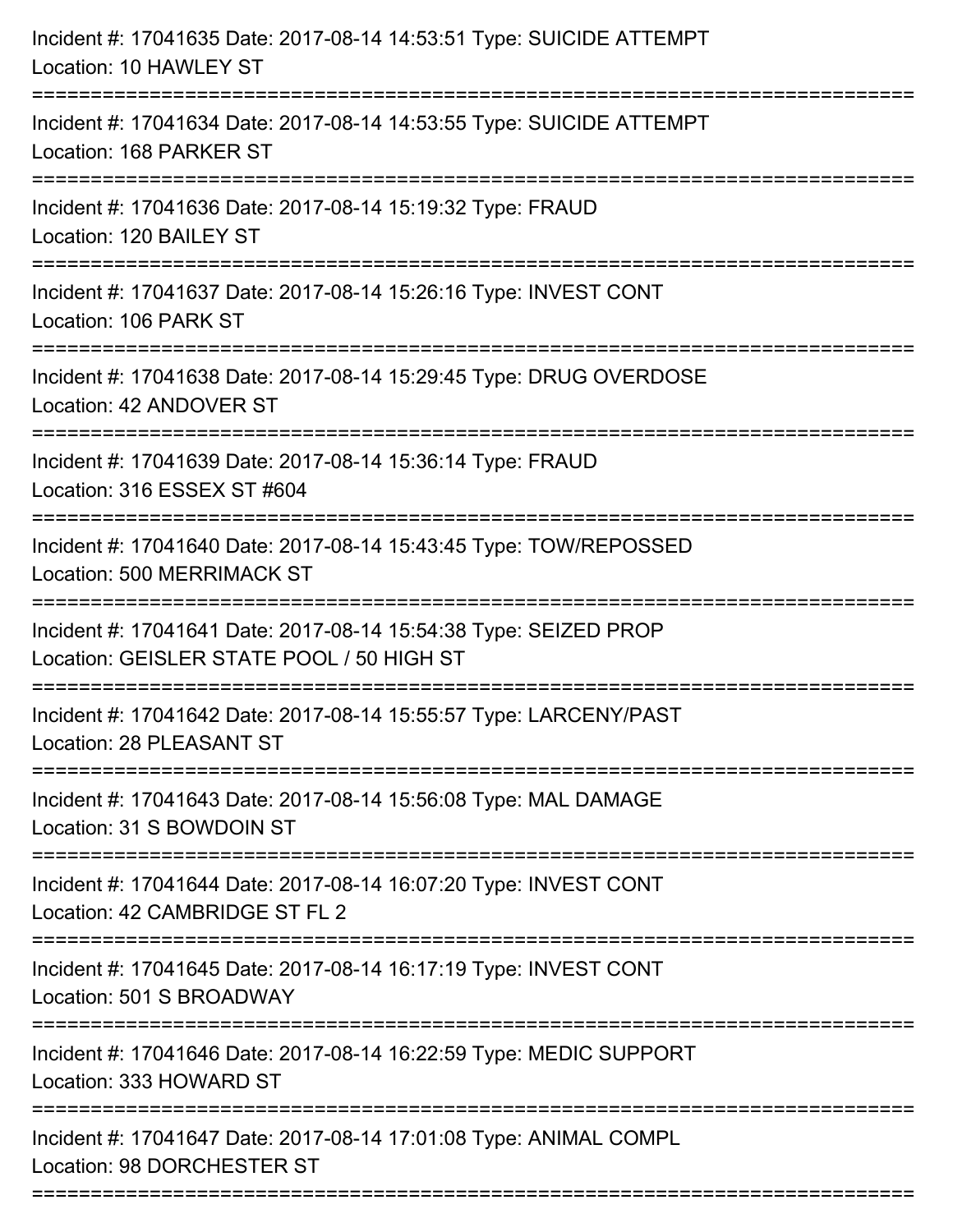Incident #: 17041635 Date: 2017-08-14 14:53:51 Type: SUICIDE ATTEMPT
Location: 10 HAWLEY ST

===========================================================================

Incident #: 17041634 Date: 2017-08-14 14:53:55 Type: SUICIDE ATTEMPT
Location: 168 PARKER ST

===========================================================================

Incident #: 17041636 Date: 2017-08-14 15:19:32 Type: FRAUD
Location: 120 BAILEY ST

===========================================================================

Incident #: 17041637 Date: 2017-08-14 15:26:16 Type: INVEST CONT
Location: 106 PARK ST

===========================================================================

Incident #: 17041638 Date: 2017-08-14 15:29:45 Type: DRUG OVERDOSE
Location: 42 ANDOVER ST

===========================================================================

Incident #: 17041639 Date: 2017-08-14 15:36:14 Type: FRAUD
Location: 316 ESSEX ST #604

===========================================================================

Incident #: 17041640 Date: 2017-08-14 15:43:45 Type: TOW/REPOSSED
Location: 500 MERRIMACK ST

===========================================================================

Incident #: 17041641 Date: 2017-08-14 15:54:38 Type: SEIZED PROP
Location: GEISLER STATE POOL / 50 HIGH ST

===========================================================================

Incident #: 17041642 Date: 2017-08-14 15:55:57 Type: LARCENY/PAST
Location: 28 PLEASANT ST

===========================================================================

Incident #: 17041643 Date: 2017-08-14 15:56:08 Type: MAL DAMAGE
Location: 31 S BOWDOIN ST

===========================================================================

Incident #: 17041644 Date: 2017-08-14 16:07:20 Type: INVEST CONT
Location: 42 CAMBRIDGE ST FL 2

===========================================================================

Incident #: 17041645 Date: 2017-08-14 16:17:19 Type: INVEST CONT
Location: 501 S BROADWAY

===========================================================================

Incident #: 17041646 Date: 2017-08-14 16:22:59 Type: MEDIC SUPPORT
Location: 333 HOWARD ST

===========================================================================

Incident #: 17041647 Date: 2017-08-14 17:01:08 Type: ANIMAL COMPL
Location: 98 DORCHESTER ST

===========================================================================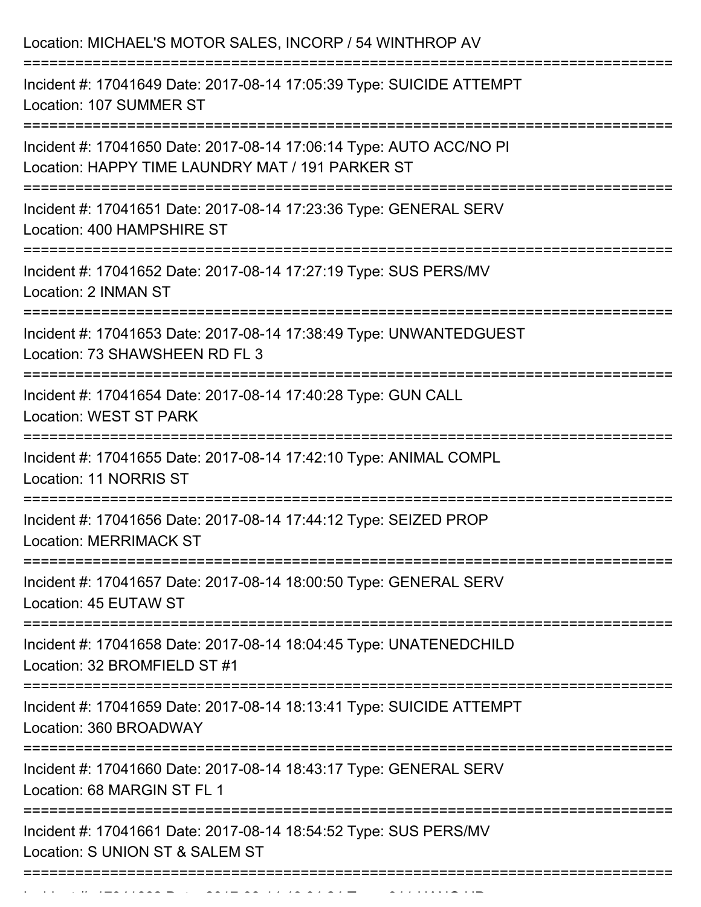Location: MICHAEL'S MOTOR SALES, INCORP / 54 WINTHROP AV

===========================================================================

Incident #: 17041649 Date: 2017-08-14 17:05:39 Type: SUICIDE ATTEMPT
Location: 107 SUMMER ST

===========================================================================

Incident #: 17041650 Date: 2017-08-14 17:06:14 Type: AUTO ACC/NO PI
Location: HAPPY TIME LAUNDRY MAT / 191 PARKER ST

===========================================================================

Incident #: 17041651 Date: 2017-08-14 17:23:36 Type: GENERAL SERV
Location: 400 HAMPSHIRE ST

===========================================================================

Incident #: 17041652 Date: 2017-08-14 17:27:19 Type: SUS PERS/MV
Location: 2 INMAN ST

===========================================================================

Incident #: 17041653 Date: 2017-08-14 17:38:49 Type: UNWANTEDGUEST
Location: 73 SHAWSHEEN RD FL 3

===========================================================================

Incident #: 17041654 Date: 2017-08-14 17:40:28 Type: GUN CALL
Location: WEST ST PARK

===========================================================================

Incident #: 17041655 Date: 2017-08-14 17:42:10 Type: ANIMAL COMPL
Location: 11 NORRIS ST

===========================================================================

Incident #: 17041656 Date: 2017-08-14 17:44:12 Type: SEIZED PROP
Location: MERRIMACK ST

===========================================================================

Incident #: 17041657 Date: 2017-08-14 18:00:50 Type: GENERAL SERV
Location: 45 EUTAW ST

===========================================================================

Incident #: 17041658 Date: 2017-08-14 18:04:45 Type: UNATENEDCHILD
Location: 32 BROMFIELD ST #1

===========================================================================

Incident #: 17041659 Date: 2017-08-14 18:13:41 Type: SUICIDE ATTEMPT
Location: 360 BROADWAY

===========================================================================

Incident #: 17041660 Date: 2017-08-14 18:43:17 Type: GENERAL SERV
Location: 68 MARGIN ST FL 1

===========================================================================

Incident #: 17041661 Date: 2017-08-14 18:54:52 Type: SUS PERS/MV
Location: S UNION ST & SALEM ST

===========================================================================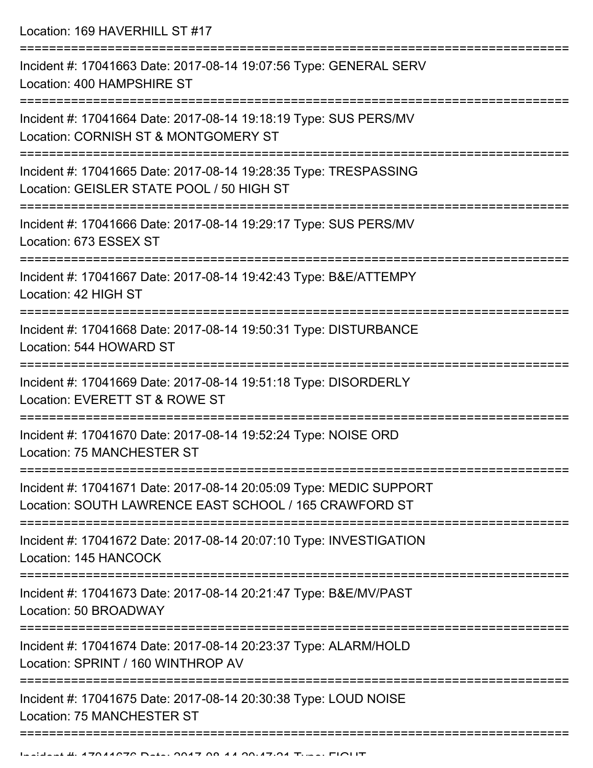Location: 169 HAVERHILL ST #17

===========================================================================

Incident #: 17041663 Date: 2017-08-14 19:07:56 Type: GENERAL SERV
Location: 400 HAMPSHIRE ST

===========================================================================

Incident #: 17041664 Date: 2017-08-14 19:18:19 Type: SUS PERS/MV
Location: CORNISH ST & MONTGOMERY ST

===========================================================================

Incident #: 17041665 Date: 2017-08-14 19:28:35 Type: TRESPASSING
Location: GEISLER STATE POOL / 50 HIGH ST

===========================================================================

Incident #: 17041666 Date: 2017-08-14 19:29:17 Type: SUS PERS/MV
Location: 673 ESSEX ST

===========================================================================

Incident #: 17041667 Date: 2017-08-14 19:42:43 Type: B&E/ATTEMPY
Location: 42 HIGH ST

===========================================================================

Incident #: 17041668 Date: 2017-08-14 19:50:31 Type: DISTURBANCE
Location: 544 HOWARD ST

===========================================================================

Incident #: 17041669 Date: 2017-08-14 19:51:18 Type: DISORDERLY
Location: EVERETT ST & ROWE ST

===========================================================================

Incident #: 17041670 Date: 2017-08-14 19:52:24 Type: NOISE ORD
Location: 75 MANCHESTER ST

===========================================================================

Incident #: 17041671 Date: 2017-08-14 20:05:09 Type: MEDIC SUPPORT
Location: SOUTH LAWRENCE EAST SCHOOL / 165 CRAWFORD ST

===========================================================================

Incident #: 17041672 Date: 2017-08-14 20:07:10 Type: INVESTIGATION
Location: 145 HANCOCK

===========================================================================

Incident #: 17041673 Date: 2017-08-14 20:21:47 Type: B&E/MV/PAST
Location: 50 BROADWAY

===========================================================================

Incident #: 17041674 Date: 2017-08-14 20:23:37 Type: ALARM/HOLD
Location: SPRINT / 160 WINTHROP AV

===========================================================================

Incident #: 17041675 Date: 2017-08-14 20:30:38 Type: LOUD NOISE
Location: 75 MANCHESTER ST

===========================================================================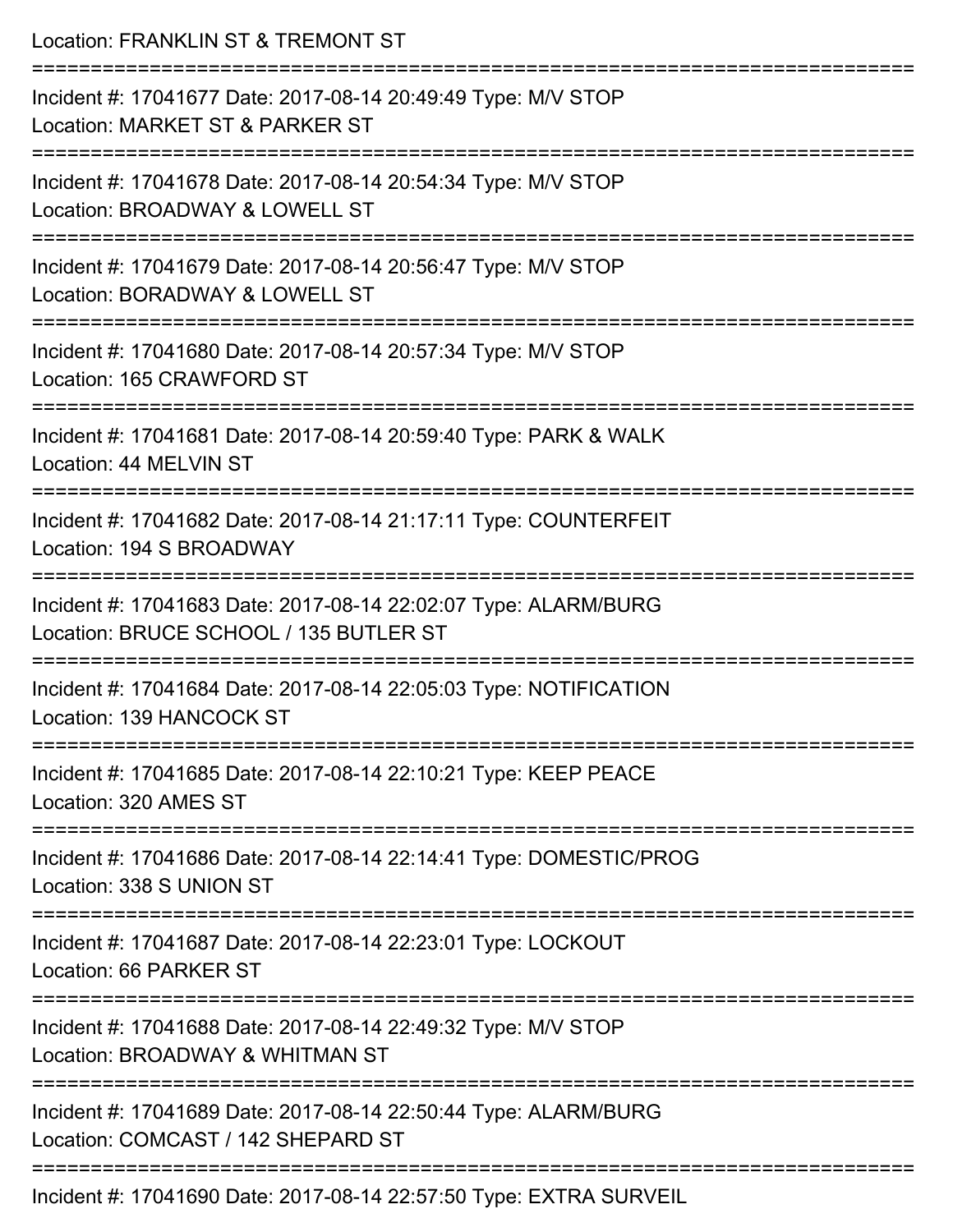Location: FRANKLIN ST & TREMONT ST

===========================================================================

Incident #: 17041677 Date: 2017-08-14 20:49:49 Type: M/V STOP
Location: MARKET ST & PARKER ST

===========================================================================

Incident #: 17041678 Date: 2017-08-14 20:54:34 Type: M/V STOP
Location: BROADWAY & LOWELL ST

===========================================================================

Incident #: 17041679 Date: 2017-08-14 20:56:47 Type: M/V STOP
Location: BORADWAY & LOWELL ST

===========================================================================

Incident #: 17041680 Date: 2017-08-14 20:57:34 Type: M/V STOP
Location: 165 CRAWFORD ST

===========================================================================

Incident #: 17041681 Date: 2017-08-14 20:59:40 Type: PARK & WALK
Location: 44 MELVIN ST

===========================================================================

Incident #: 17041682 Date: 2017-08-14 21:17:11 Type: COUNTERFEIT
Location: 194 S BROADWAY

===========================================================================

Incident #: 17041683 Date: 2017-08-14 22:02:07 Type: ALARM/BURG
Location: BRUCE SCHOOL / 135 BUTLER ST

===========================================================================

Incident #: 17041684 Date: 2017-08-14 22:05:03 Type: NOTIFICATION
Location: 139 HANCOCK ST

===========================================================================

Incident #: 17041685 Date: 2017-08-14 22:10:21 Type: KEEP PEACE
Location: 320 AMES ST

===========================================================================

Incident #: 17041686 Date: 2017-08-14 22:14:41 Type: DOMESTIC/PROG
Location: 338 S UNION ST

===========================================================================

Incident #: 17041687 Date: 2017-08-14 22:23:01 Type: LOCKOUT
Location: 66 PARKER ST

===========================================================================

Incident #: 17041688 Date: 2017-08-14 22:49:32 Type: M/V STOP
Location: BROADWAY & WHITMAN ST

===========================================================================

Incident #: 17041689 Date: 2017-08-14 22:50:44 Type: ALARM/BURG
Location: COMCAST / 142 SHEPARD ST

===========================================================================

Incident #: 17041690 Date: 2017-08-14 22:57:50 Type: EXTRA SURVEIL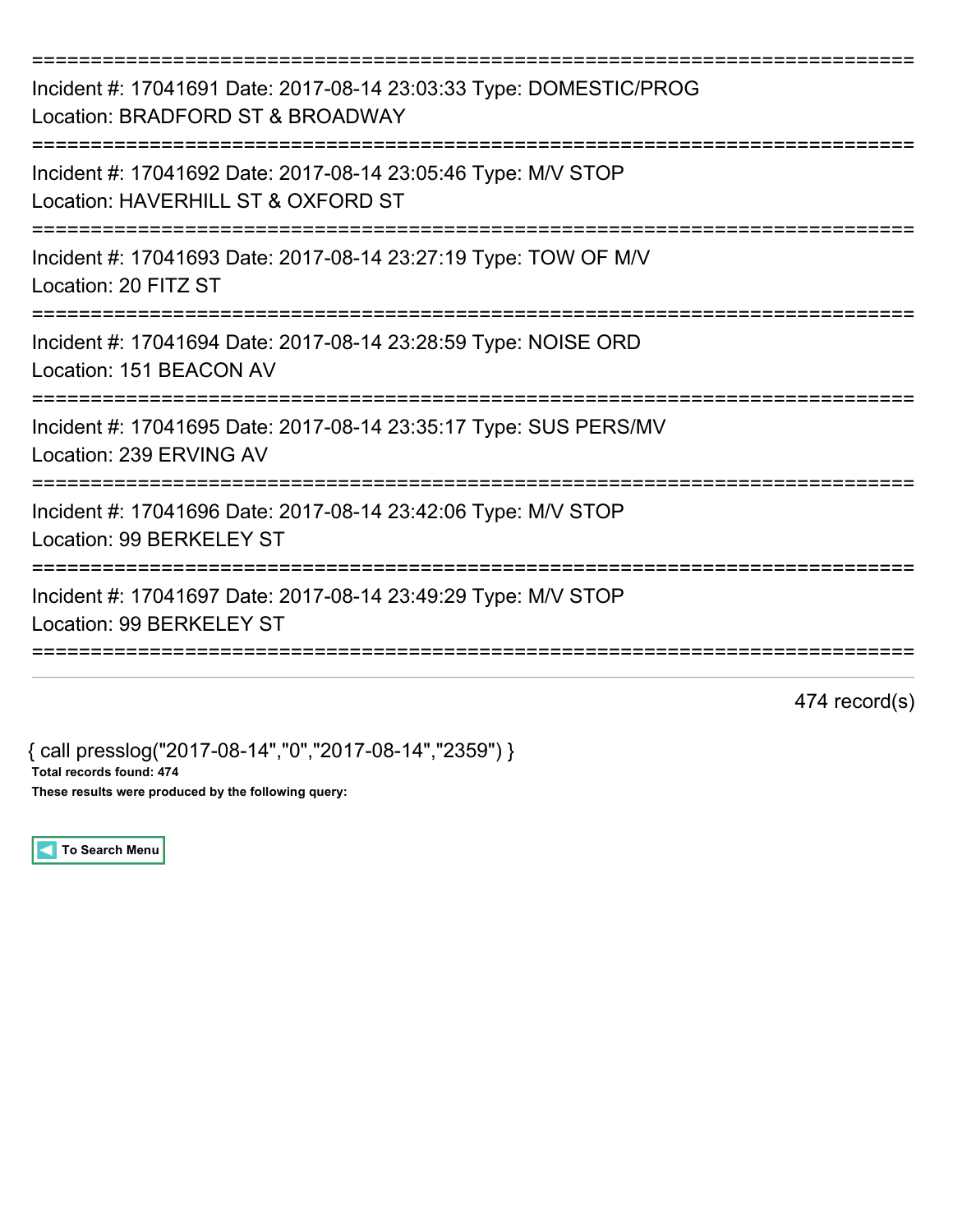===========================================================================

Incident #: 17041691 Date: 2017-08-14 23:03:33 Type: DOMESTIC/PROG
Location: BRADFORD ST & BROADWAY

===========================================================================

Incident #: 17041692 Date: 2017-08-14 23:05:46 Type: M/V STOP
Location: HAVERHILL ST & OXFORD ST

===========================================================================

Incident #: 17041693 Date: 2017-08-14 23:27:19 Type: TOW OF M/V
Location: 20 FITZ ST

===========================================================================

Incident #: 17041694 Date: 2017-08-14 23:28:59 Type: NOISE ORD
Location: 151 BEACON AV

===========================================================================

Incident #: 17041695 Date: 2017-08-14 23:35:17 Type: SUS PERS/MV
Location: 239 ERVING AV

===========================================================================

Incident #: 17041696 Date: 2017-08-14 23:42:06 Type: M/V STOP
Location: 99 BERKELEY ST

===========================================================================

Incident #: 17041697 Date: 2017-08-14 23:49:29 Type: M/V STOP
Location: 99 BERKELEY ST

===========================================================================

474 record(s)

{ call presslog("2017-08-14","0","2017-08-14","2359") }

**Total records found: 474**

**These results were produced by the following query:**

To Search Menu